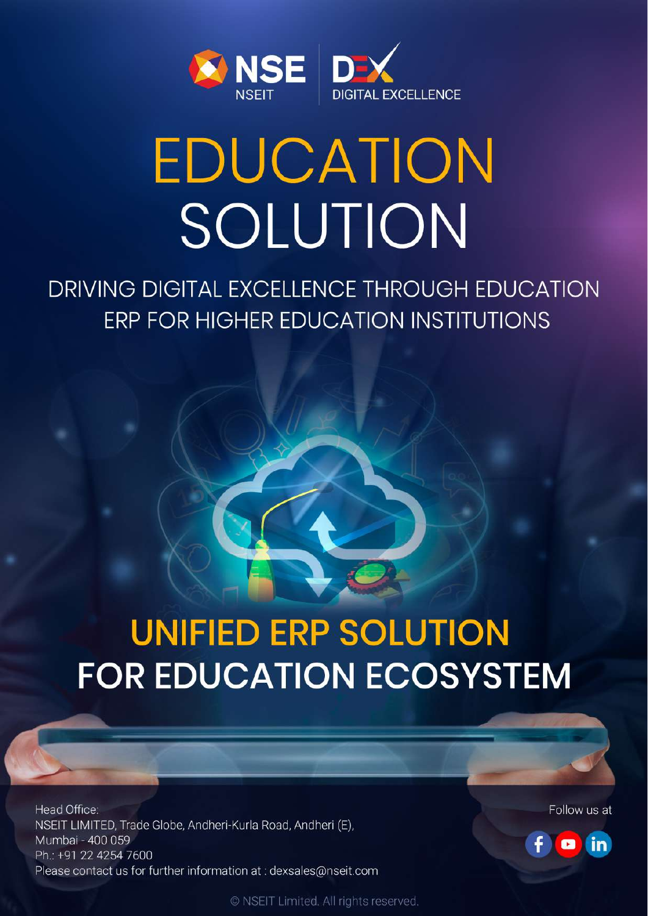NSE NSEIT | DEX DIGITAL EXCELLENCE

# EDUCATION SOLUTION

## DRIVING DIGITAL EXCELLENCE THROUGH EDUCATION ERP FOR HIGHER EDUCATION INSTITUTIONS

## UNIFIED ERP SOLUTION FOR EDUCATION ECOSYSTEM

Head Office:
NSEIT LIMITED, Trade Globe, Andheri-Kurla Road, Andheri (E), Mumbai - 400 059
Ph.: +91 22 4254 7600
Please contact us for further information at : dexsales@nseit.com

Follow us at

© NSEIT Limited. All rights reserved.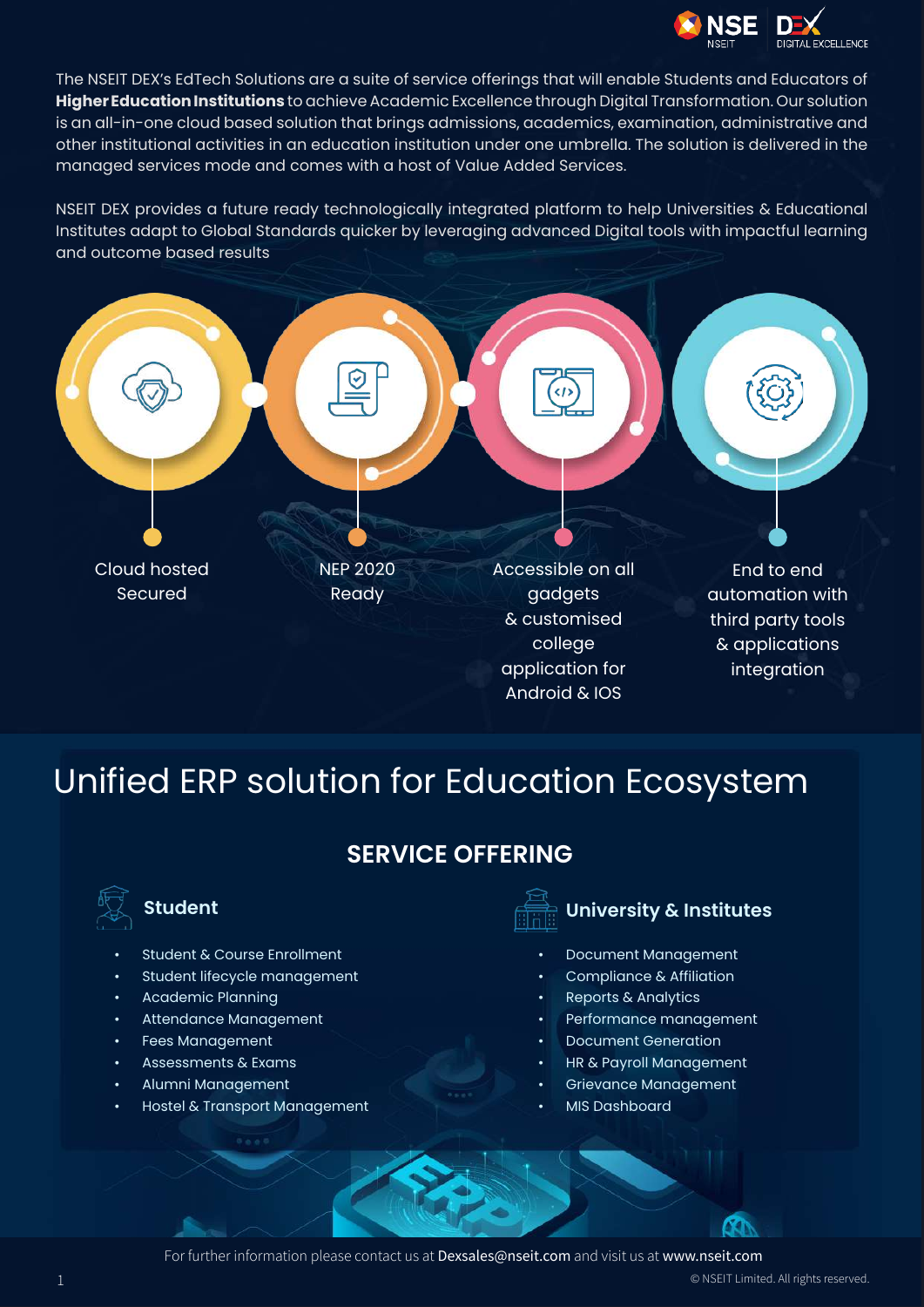The NSEIT DEX's EdTech Solutions are a suite of service offerings that will enable Students and Educators of **Higher Education Institutions** to achieve Academic Excellence through Digital Transformation. Our solution is an all-in-one cloud based solution that brings admissions, academics, examination, administrative and other institutional activities in an education institution under one umbrella. The solution is delivered in the managed services mode and comes with a host of Value Added Services.

NSEIT DEX provides a future ready technologically integrated platform to help Universities & Educational Institutes adapt to Global Standards quicker by leveraging advanced Digital tools with impactful learning and outcome based results

- Cloud hosted Secured
- NEP 2020 Ready
- Accessible on all gadgets & customised college application for Android & IOS
- End to end automation with third party tools & applications integration

# Unified ERP solution for Education Ecosystem

## SERVICE OFFERING

### Student

- Student & Course Enrollment
- Student lifecycle management
- Academic Planning
- Attendance Management
- Fees Management
- Assessments & Exams
- Alumni Management
- Hostel & Transport Management

### University & Institutes

- Document Management
- Compliance & Affiliation
- Reports & Analytics
- Performance management
- Document Generation
- HR & Payroll Management
- Grievance Management
- MIS Dashboard

For further information please contact us at Dexsales@nseit.com and visit us at www.nseit.com

© NSEIT Limited. All rights reserved.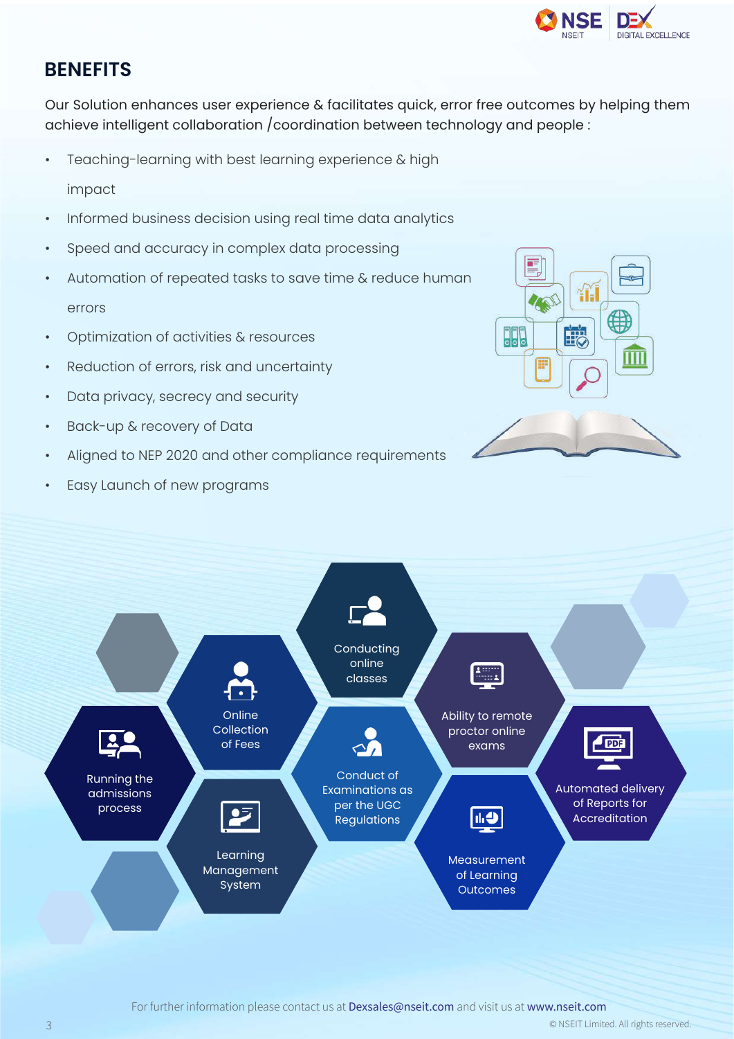## BENEFITS

Our Solution enhances user experience & facilitates quick, error free outcomes by helping them achieve intelligent collaboration /coordination between technology and people :

- Teaching-learning with best learning experience & high impact
- Informed business decision using real time data analytics
- Speed and accuracy in complex data processing
- Automation of repeated tasks to save time & reduce human errors
- Optimization of activities & resources
- Reduction of errors, risk and uncertainty
- Data privacy, secrecy and security
- Back-up & recovery of Data
- Aligned to NEP 2020 and other compliance requirements
- Easy Launch of new programs

- Running the admissions process
- Online Collection of Fees
- Conducting online classes
- Learning Management System
- Conduct of Examinations as per the UGC Regulations
- Ability to remote proctor online exams
- Measurement of Learning Outcomes
- Automated delivery of Reports for Accreditation

For further information please contact us at Dexsales@nseit.com and visit us at www.nseit.com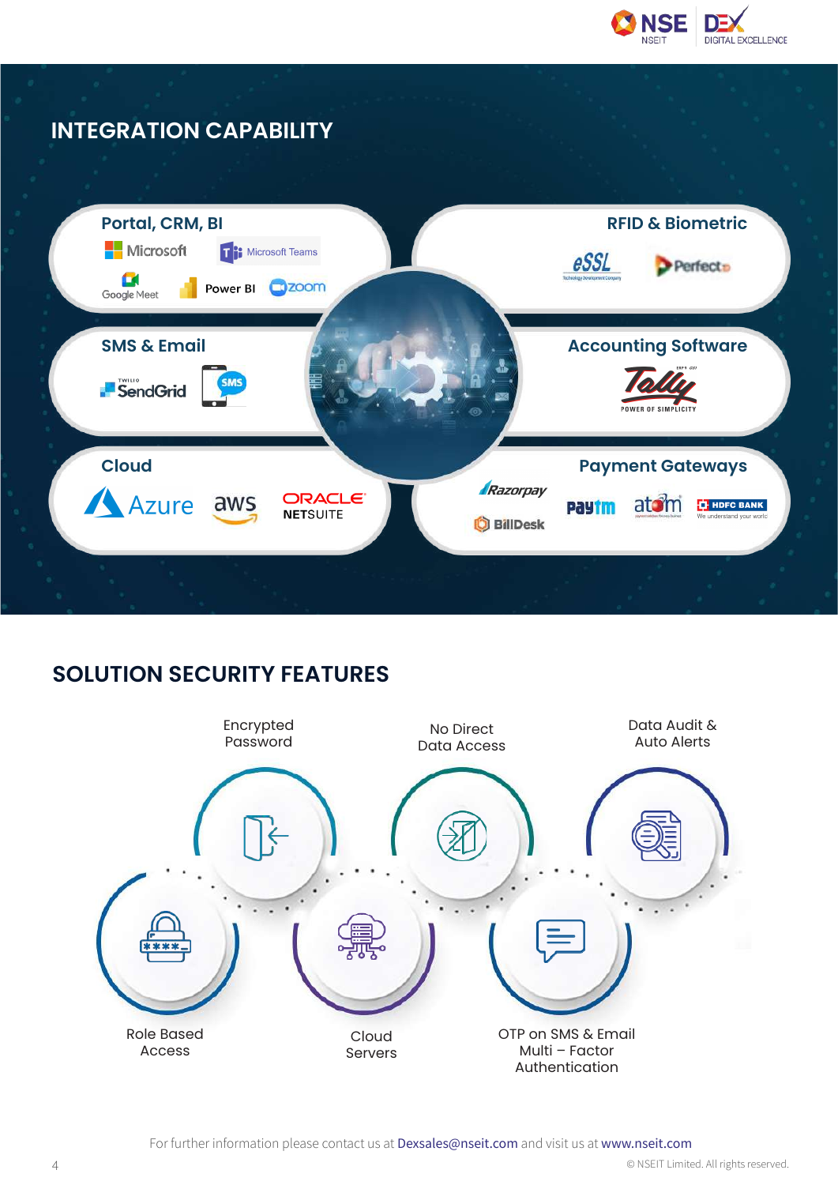## INTEGRATION CAPABILITY

**Portal, CRM, BI**
Microsoft, Microsoft Teams, Google Meet, Power BI, zoom

**RFID & Biometric**
eSSL, Perfect

**SMS & Email**
Twilio SendGrid, SMS

**Accounting Software**
Tally – Power of Simplicity

**Cloud**
Azure, aws, Oracle NetSuite

**Payment Gateways**
Razorpay, BillDesk, Paytm, atom, HDFC Bank

## SOLUTION SECURITY FEATURES

- Encrypted Password
- No Direct Data Access
- Data Audit & Auto Alerts
- Role Based Access
- Cloud Servers
- OTP on SMS & Email Multi – Factor Authentication

For further information please contact us at Dexsales@nseit.com and visit us at www.nseit.com

© NSEIT Limited. All rights reserved.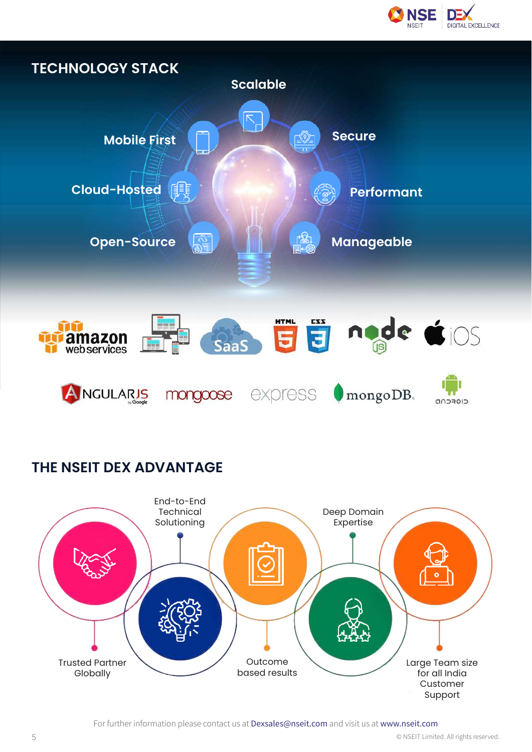## TECHNOLOGY STACK

- Scalable
- Secure
- Performant
- Manageable
- Open-Source
- Cloud-Hosted
- Mobile First

## THE NSEIT DEX ADVANTAGE

- Trusted Partner Globally
- End-to-End Technical Solutioning
- Outcome based results
- Deep Domain Expertise
- Large Team size for all India Customer Support

For further information please contact us at Dexsales@nseit.com and visit us at www.nseit.com

© NSEIT Limited. All rights reserved.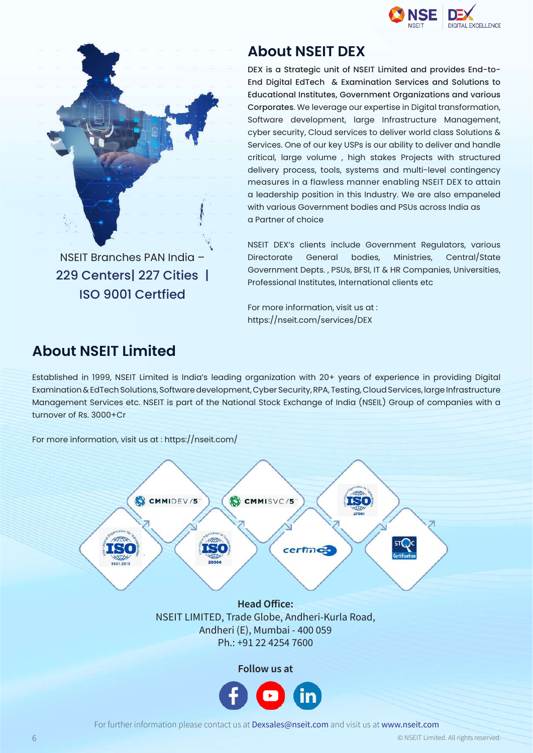## About NSEIT DEX

**DEX is a Strategic unit of NSEIT Limited and provides End-to-End Digital EdTech & Examination Services and Solutions to Educational Institutes, Government Organizations and various Corporates.** We leverage our expertise in Digital transformation, Software development, large Infrastructure Management, cyber security, Cloud services to deliver world class Solutions & Services. One of our key USPs is our ability to deliver and handle critical, large volume , high stakes Projects with structured delivery process, tools, systems and multi-level contingency measures in a flawless manner enabling NSEIT DEX to attain a leadership position in this Industry. We are also empaneled with various Government bodies and PSUs across India as a Partner of choice

NSEIT DEX's clients include Government Regulators, various Directorate General bodies, Ministries, Central/State Government Depts. , PSUs, BFSI, IT & HR Companies, Universities, Professional Institutes, International clients etc

For more information, visit us at : https://nseit.com/services/DEX

NSEIT Branches PAN India – 229 Centers| 227 Cities | ISO 9001 Certfied

## About NSEIT Limited

Established in 1999, NSEIT Limited is India's leading organization with 20+ years of experience in providing Digital Examination & EdTech Solutions, Software development, Cyber Security, RPA, Testing, Cloud Services, large Infrastructure Management Services etc. NSEIT is part of the National Stock Exchange of India (NSEIL) Group of companies with a turnover of Rs. 3000+Cr

For more information, visit us at : https://nseit.com/

**Head Office:**
NSEIT LIMITED, Trade Globe, Andheri-Kurla Road,
Andheri (E), Mumbai - 400 059
Ph.: +91 22 4254 7600

**Follow us at**

For further information please contact us at Dexsales@nseit.com and visit us at www.nseit.com

© NSEIT Limited. All rights reserved.